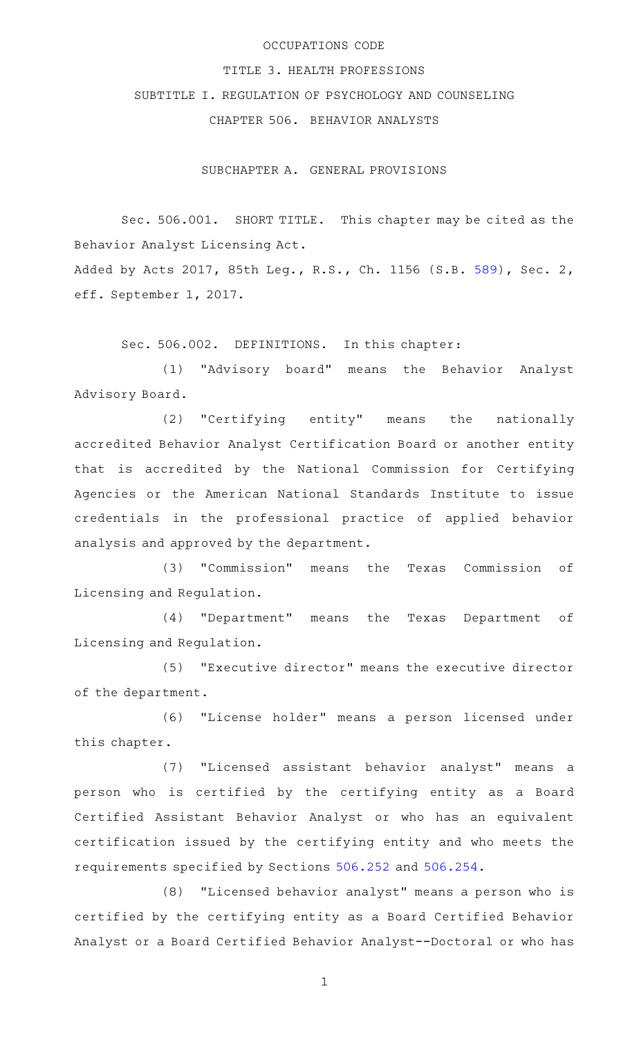OCCUPATIONS CODE

TITLE 3. HEALTH PROFESSIONS

SUBTITLE I. REGULATION OF PSYCHOLOGY AND COUNSELING

CHAPTER 506. BEHAVIOR ANALYSTS

SUBCHAPTER A. GENERAL PROVISIONS

Sec. 506.001. SHORT TITLE. This chapter may be cited as the Behavior Analyst Licensing Act.

Added by Acts 2017, 85th Leg., R.S., Ch. 1156 (S.B. 589), Sec. 2, eff. September 1, 2017.

Sec. 506.002. DEFINITIONS. In this chapter:

(1) "Advisory board" means the Behavior Analyst Advisory Board.

(2) "Certifying entity" means the nationally accredited Behavior Analyst Certification Board or another entity that is accredited by the National Commission for Certifying Agencies or the American National Standards Institute to issue credentials in the professional practice of applied behavior analysis and approved by the department.

(3) "Commission" means the Texas Commission of Licensing and Regulation.

(4) "Department" means the Texas Department of Licensing and Regulation.

(5) "Executive director" means the executive director of the department.

(6) "License holder" means a person licensed under this chapter.

(7) "Licensed assistant behavior analyst" means a person who is certified by the certifying entity as a Board Certified Assistant Behavior Analyst or who has an equivalent certification issued by the certifying entity and who meets the requirements specified by Sections 506.252 and 506.254.

(8) "Licensed behavior analyst" means a person who is certified by the certifying entity as a Board Certified Behavior Analyst or a Board Certified Behavior Analyst--Doctoral or who has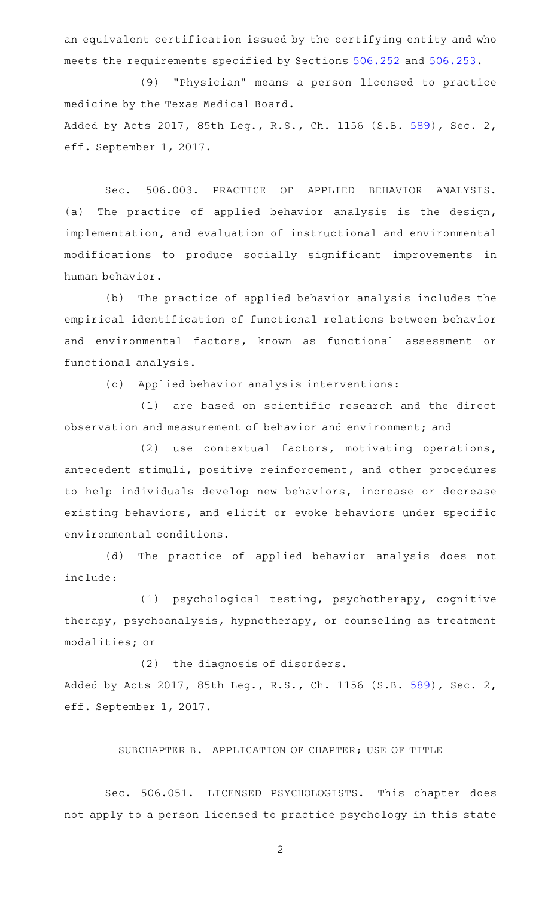an equivalent certification issued by the certifying entity and who meets the requirements specified by Sections 506.252 and 506.253.

(9) "Physician" means a person licensed to practice medicine by the Texas Medical Board.

Added by Acts 2017, 85th Leg., R.S., Ch. 1156 (S.B. 589), Sec. 2, eff. September 1, 2017.

Sec. 506.003. PRACTICE OF APPLIED BEHAVIOR ANALYSIS. (a) The practice of applied behavior analysis is the design, implementation, and evaluation of instructional and environmental modifications to produce socially significant improvements in human behavior.

(b) The practice of applied behavior analysis includes the empirical identification of functional relations between behavior and environmental factors, known as functional assessment or functional analysis.

(c) Applied behavior analysis interventions:

(1) are based on scientific research and the direct observation and measurement of behavior and environment; and

(2) use contextual factors, motivating operations, antecedent stimuli, positive reinforcement, and other procedures to help individuals develop new behaviors, increase or decrease existing behaviors, and elicit or evoke behaviors under specific environmental conditions.

(d) The practice of applied behavior analysis does not include:

(1) psychological testing, psychotherapy, cognitive therapy, psychoanalysis, hypnotherapy, or counseling as treatment modalities; or

(2) the diagnosis of disorders.

Added by Acts 2017, 85th Leg., R.S., Ch. 1156 (S.B. 589), Sec. 2, eff. September 1, 2017.

SUBCHAPTER B. APPLICATION OF CHAPTER; USE OF TITLE

Sec. 506.051. LICENSED PSYCHOLOGISTS. This chapter does not apply to a person licensed to practice psychology in this state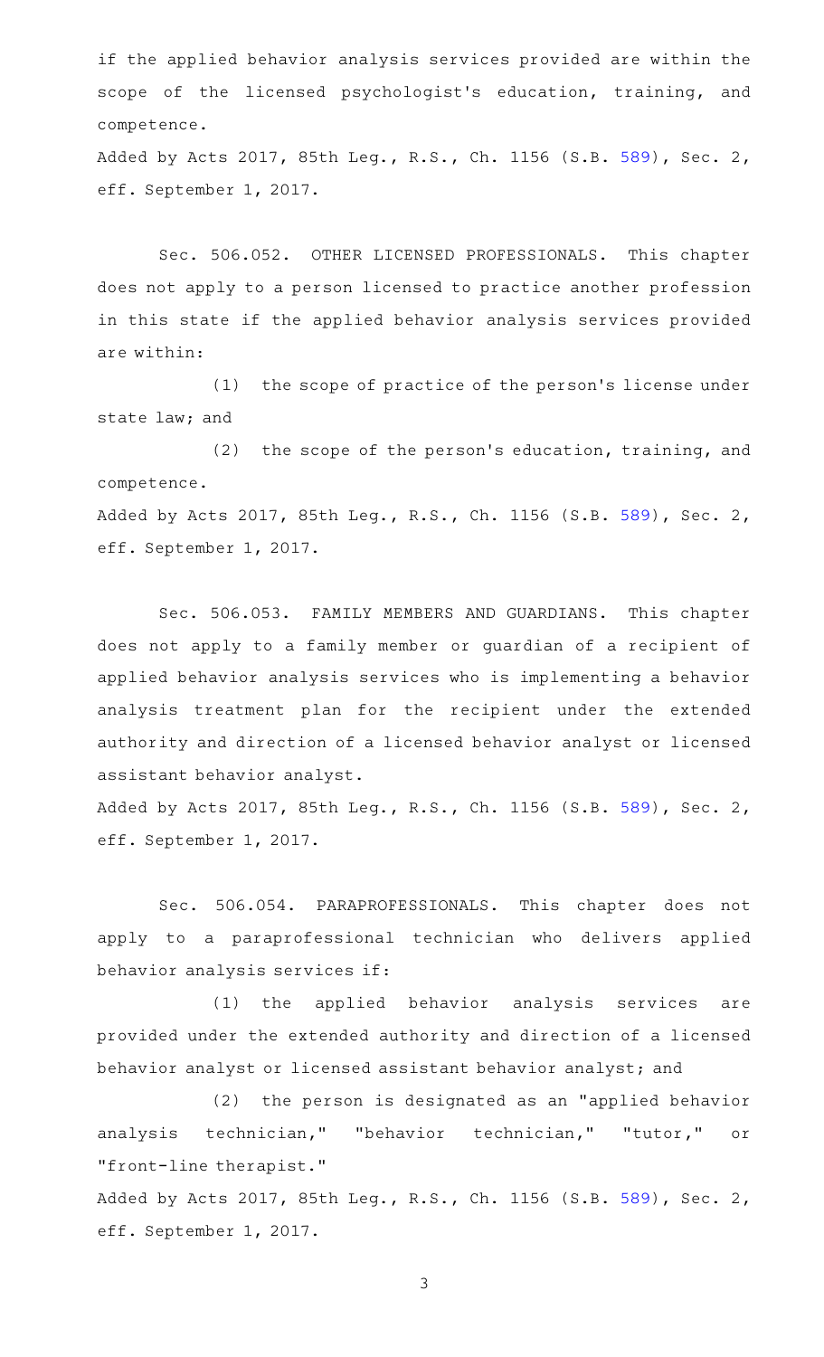if the applied behavior analysis services provided are within the scope of the licensed psychologist's education, training, and competence.

Added by Acts 2017, 85th Leg., R.S., Ch. 1156 (S.B. 589), Sec. 2, eff. September 1, 2017.

Sec. 506.052. OTHER LICENSED PROFESSIONALS. This chapter does not apply to a person licensed to practice another profession in this state if the applied behavior analysis services provided are within:

(1) the scope of practice of the person's license under state law; and

(2) the scope of the person's education, training, and competence.

Added by Acts 2017, 85th Leg., R.S., Ch. 1156 (S.B. 589), Sec. 2, eff. September 1, 2017.

Sec. 506.053. FAMILY MEMBERS AND GUARDIANS. This chapter does not apply to a family member or guardian of a recipient of applied behavior analysis services who is implementing a behavior analysis treatment plan for the recipient under the extended authority and direction of a licensed behavior analyst or licensed assistant behavior analyst.

Added by Acts 2017, 85th Leg., R.S., Ch. 1156 (S.B. 589), Sec. 2, eff. September 1, 2017.

Sec. 506.054. PARAPROFESSIONALS. This chapter does not apply to a paraprofessional technician who delivers applied behavior analysis services if:

(1) the applied behavior analysis services are provided under the extended authority and direction of a licensed behavior analyst or licensed assistant behavior analyst; and

(2) the person is designated as an "applied behavior analysis technician," "behavior technician," "tutor," or "front-line therapist."

Added by Acts 2017, 85th Leg., R.S., Ch. 1156 (S.B. 589), Sec. 2, eff. September 1, 2017.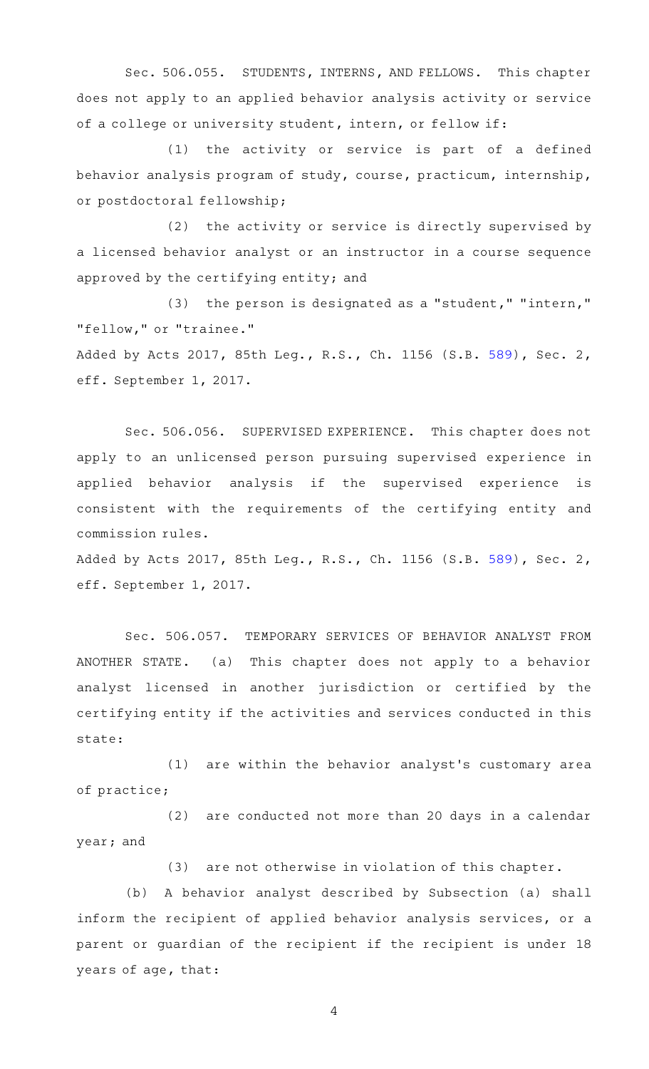Sec. 506.055. STUDENTS, INTERNS, AND FELLOWS. This chapter does not apply to an applied behavior analysis activity or service of a college or university student, intern, or fellow if:

(1) the activity or service is part of a defined behavior analysis program of study, course, practicum, internship, or postdoctoral fellowship;

(2) the activity or service is directly supervised by a licensed behavior analyst or an instructor in a course sequence approved by the certifying entity; and

(3) the person is designated as a "student," "intern," "fellow," or "trainee."

Added by Acts 2017, 85th Leg., R.S., Ch. 1156 (S.B. 589), Sec. 2, eff. September 1, 2017.

Sec. 506.056. SUPERVISED EXPERIENCE. This chapter does not apply to an unlicensed person pursuing supervised experience in applied behavior analysis if the supervised experience is consistent with the requirements of the certifying entity and commission rules.

Added by Acts 2017, 85th Leg., R.S., Ch. 1156 (S.B. 589), Sec. 2, eff. September 1, 2017.

Sec. 506.057. TEMPORARY SERVICES OF BEHAVIOR ANALYST FROM ANOTHER STATE. (a) This chapter does not apply to a behavior analyst licensed in another jurisdiction or certified by the certifying entity if the activities and services conducted in this state:

(1) are within the behavior analyst's customary area of practice;

(2) are conducted not more than 20 days in a calendar year; and

(3) are not otherwise in violation of this chapter.

(b) A behavior analyst described by Subsection (a) shall inform the recipient of applied behavior analysis services, or a parent or guardian of the recipient if the recipient is under 18 years of age, that: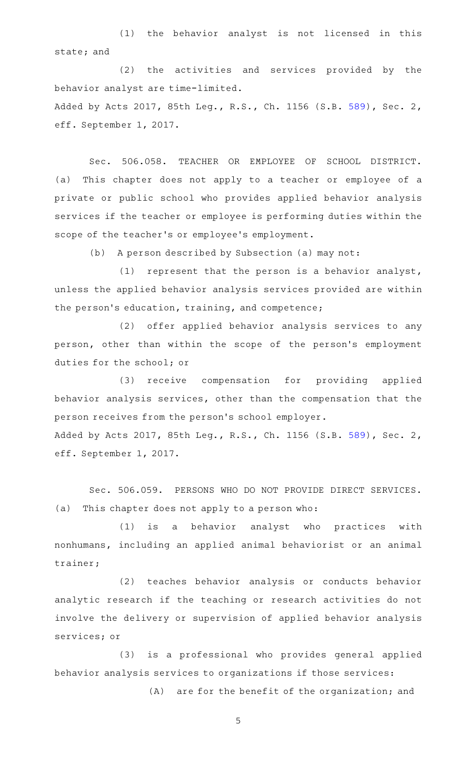(1) the behavior analyst is not licensed in this state; and

(2) the activities and services provided by the behavior analyst are time-limited.

Added by Acts 2017, 85th Leg., R.S., Ch. 1156 (S.B. 589), Sec. 2, eff. September 1, 2017.

Sec. 506.058. TEACHER OR EMPLOYEE OF SCHOOL DISTRICT. (a) This chapter does not apply to a teacher or employee of a private or public school who provides applied behavior analysis services if the teacher or employee is performing duties within the scope of the teacher's or employee's employment.

(b) A person described by Subsection (a) may not:

(1) represent that the person is a behavior analyst, unless the applied behavior analysis services provided are within the person's education, training, and competence;

(2) offer applied behavior analysis services to any person, other than within the scope of the person's employment duties for the school; or

(3) receive compensation for providing applied behavior analysis services, other than the compensation that the person receives from the person's school employer.

Added by Acts 2017, 85th Leg., R.S., Ch. 1156 (S.B. 589), Sec. 2, eff. September 1, 2017.

Sec. 506.059. PERSONS WHO DO NOT PROVIDE DIRECT SERVICES. (a) This chapter does not apply to a person who:

(1) is a behavior analyst who practices with nonhumans, including an applied animal behaviorist or an animal trainer;

(2) teaches behavior analysis or conducts behavior analytic research if the teaching or research activities do not involve the delivery or supervision of applied behavior analysis services; or

(3) is a professional who provides general applied behavior analysis services to organizations if those services:

(A) are for the benefit of the organization; and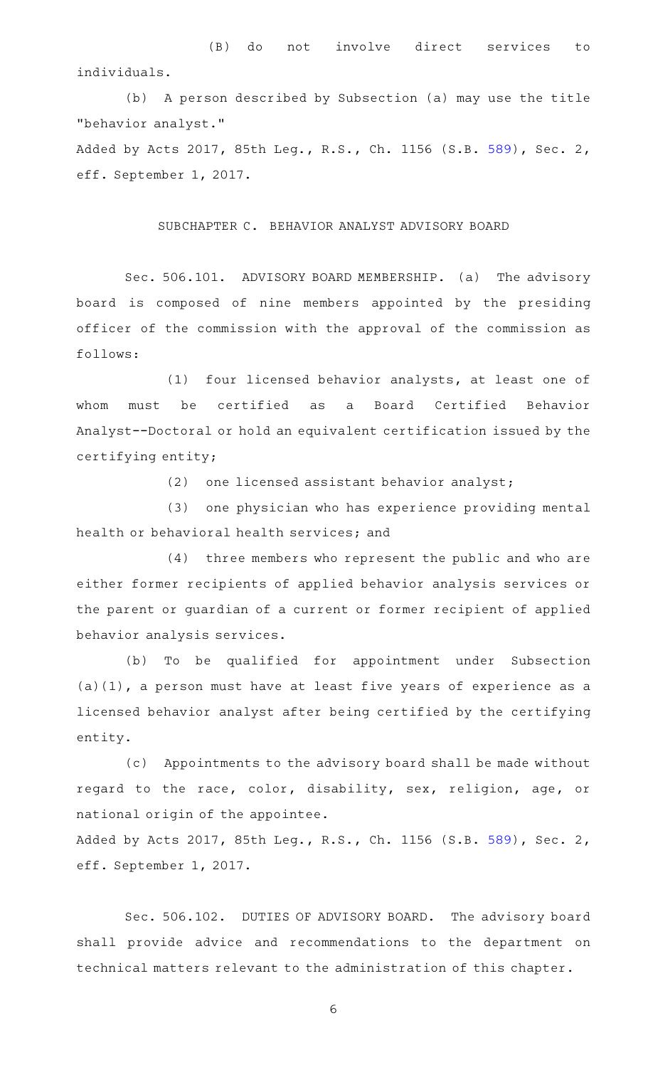(B) do not involve direct services to individuals.

(b) A person described by Subsection (a) may use the title "behavior analyst."

Added by Acts 2017, 85th Leg., R.S., Ch. 1156 (S.B. 589), Sec. 2, eff. September 1, 2017.

## SUBCHAPTER C. BEHAVIOR ANALYST ADVISORY BOARD

Sec. 506.101. ADVISORY BOARD MEMBERSHIP. (a) The advisory board is composed of nine members appointed by the presiding officer of the commission with the approval of the commission as follows:

(1) four licensed behavior analysts, at least one of whom must be certified as a Board Certified Behavior Analyst--Doctoral or hold an equivalent certification issued by the certifying entity;

(2) one licensed assistant behavior analyst;

(3) one physician who has experience providing mental health or behavioral health services; and

(4) three members who represent the public and who are either former recipients of applied behavior analysis services or the parent or guardian of a current or former recipient of applied behavior analysis services.

(b) To be qualified for appointment under Subsection (a)(1), a person must have at least five years of experience as a licensed behavior analyst after being certified by the certifying entity.

(c) Appointments to the advisory board shall be made without regard to the race, color, disability, sex, religion, age, or national origin of the appointee.

Added by Acts 2017, 85th Leg., R.S., Ch. 1156 (S.B. 589), Sec. 2, eff. September 1, 2017.

Sec. 506.102. DUTIES OF ADVISORY BOARD. The advisory board shall provide advice and recommendations to the department on technical matters relevant to the administration of this chapter.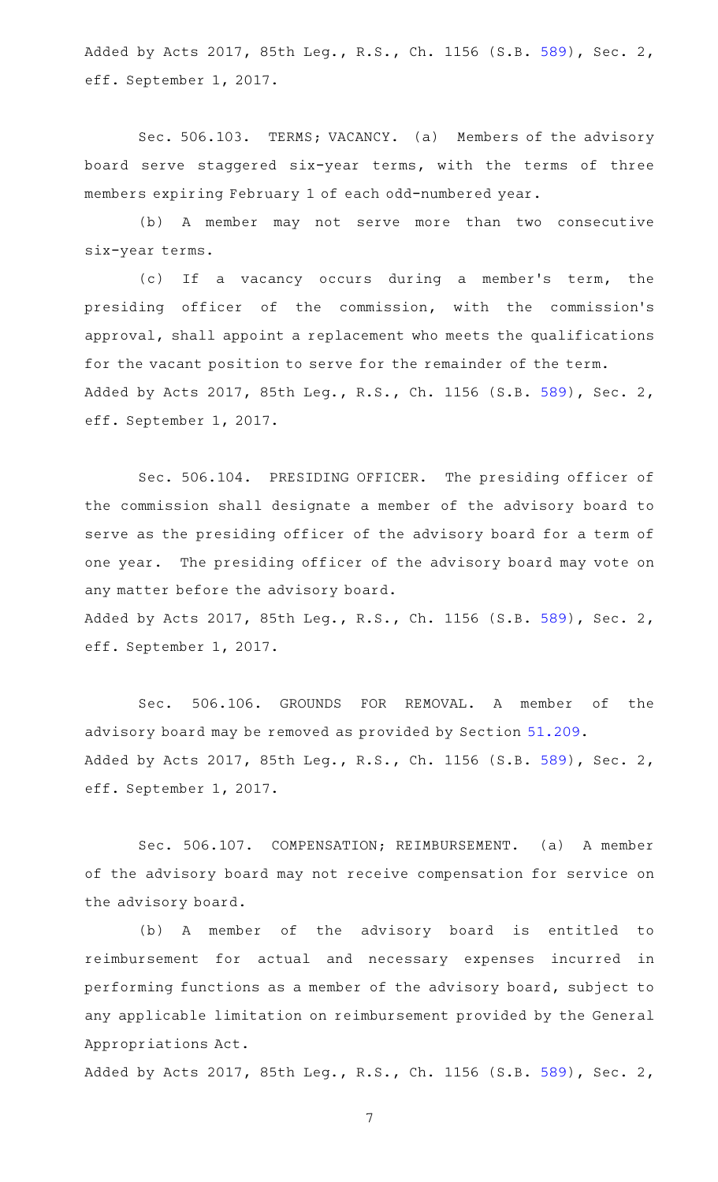Added by Acts 2017, 85th Leg., R.S., Ch. 1156 (S.B. 589), Sec. 2, eff. September 1, 2017.

Sec. 506.103. TERMS; VACANCY. (a) Members of the advisory board serve staggered six-year terms, with the terms of three members expiring February 1 of each odd-numbered year.

(b) A member may not serve more than two consecutive six-year terms.

(c) If a vacancy occurs during a member's term, the presiding officer of the commission, with the commission's approval, shall appoint a replacement who meets the qualifications for the vacant position to serve for the remainder of the term.

Added by Acts 2017, 85th Leg., R.S., Ch. 1156 (S.B. 589), Sec. 2, eff. September 1, 2017.

Sec. 506.104. PRESIDING OFFICER. The presiding officer of the commission shall designate a member of the advisory board to serve as the presiding officer of the advisory board for a term of one year. The presiding officer of the advisory board may vote on any matter before the advisory board.

Added by Acts 2017, 85th Leg., R.S., Ch. 1156 (S.B. 589), Sec. 2, eff. September 1, 2017.

Sec. 506.106. GROUNDS FOR REMOVAL. A member of the advisory board may be removed as provided by Section 51.209.

Added by Acts 2017, 85th Leg., R.S., Ch. 1156 (S.B. 589), Sec. 2, eff. September 1, 2017.

Sec. 506.107. COMPENSATION; REIMBURSEMENT. (a) A member of the advisory board may not receive compensation for service on the advisory board.

(b) A member of the advisory board is entitled to reimbursement for actual and necessary expenses incurred in performing functions as a member of the advisory board, subject to any applicable limitation on reimbursement provided by the General Appropriations Act.

Added by Acts 2017, 85th Leg., R.S., Ch. 1156 (S.B. 589), Sec. 2,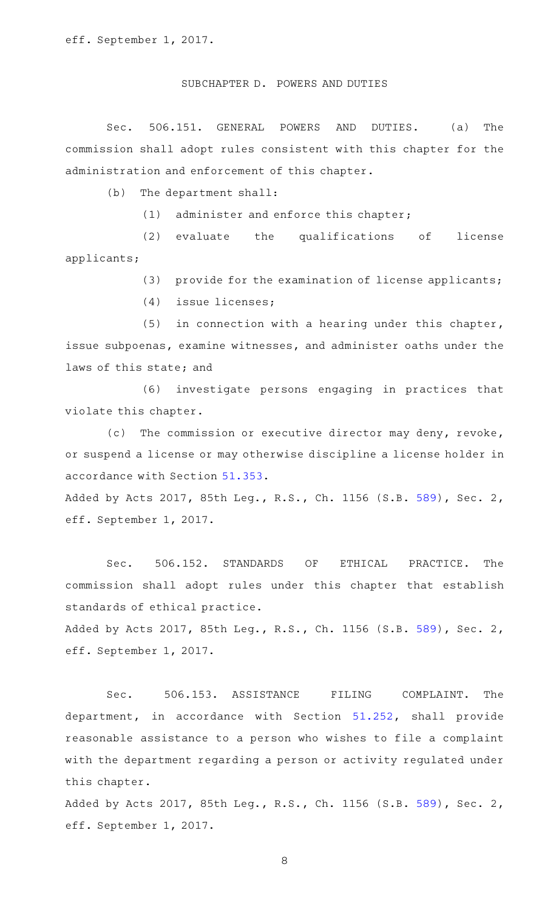eff. September 1, 2017.

## SUBCHAPTER D. POWERS AND DUTIES

Sec. 506.151. GENERAL POWERS AND DUTIES. (a) The commission shall adopt rules consistent with this chapter for the administration and enforcement of this chapter.

(b) The department shall:

(1) administer and enforce this chapter;

(2) evaluate the qualifications of license applicants;

(3) provide for the examination of license applicants;

(4) issue licenses;

(5) in connection with a hearing under this chapter, issue subpoenas, examine witnesses, and administer oaths under the laws of this state; and

(6) investigate persons engaging in practices that violate this chapter.

(c) The commission or executive director may deny, revoke, or suspend a license or may otherwise discipline a license holder in accordance with Section 51.353.

Added by Acts 2017, 85th Leg., R.S., Ch. 1156 (S.B. 589), Sec. 2, eff. September 1, 2017.

Sec. 506.152. STANDARDS OF ETHICAL PRACTICE. The commission shall adopt rules under this chapter that establish standards of ethical practice.

Added by Acts 2017, 85th Leg., R.S., Ch. 1156 (S.B. 589), Sec. 2, eff. September 1, 2017.

Sec. 506.153. ASSISTANCE FILING COMPLAINT. The department, in accordance with Section 51.252, shall provide reasonable assistance to a person who wishes to file a complaint with the department regarding a person or activity regulated under this chapter.

Added by Acts 2017, 85th Leg., R.S., Ch. 1156 (S.B. 589), Sec. 2, eff. September 1, 2017.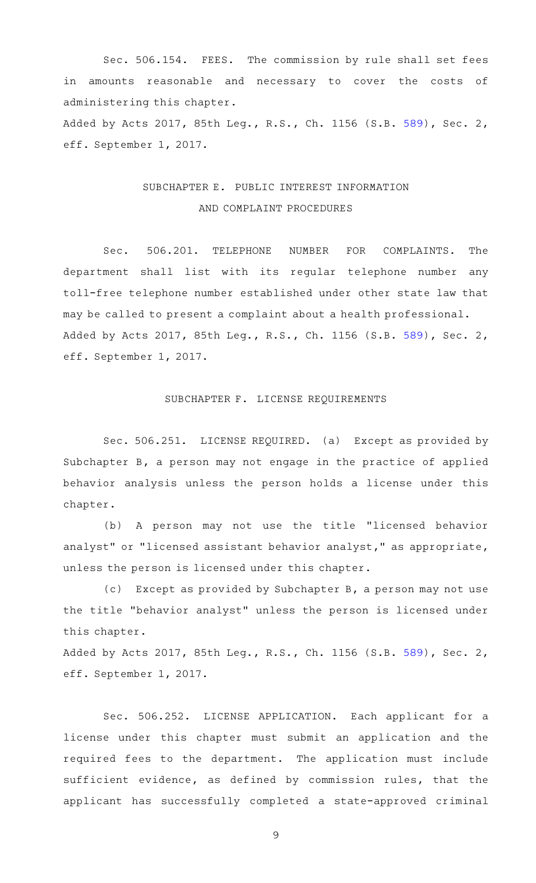Sec. 506.154. FEES. The commission by rule shall set fees in amounts reasonable and necessary to cover the costs of administering this chapter.

Added by Acts 2017, 85th Leg., R.S., Ch. 1156 (S.B. 589), Sec. 2, eff. September 1, 2017.

## SUBCHAPTER E. PUBLIC INTEREST INFORMATION AND COMPLAINT PROCEDURES

Sec. 506.201. TELEPHONE NUMBER FOR COMPLAINTS. The department shall list with its regular telephone number any toll-free telephone number established under other state law that may be called to present a complaint about a health professional.

Added by Acts 2017, 85th Leg., R.S., Ch. 1156 (S.B. 589), Sec. 2, eff. September 1, 2017.

## SUBCHAPTER F. LICENSE REQUIREMENTS

Sec. 506.251. LICENSE REQUIRED. (a) Except as provided by Subchapter B, a person may not engage in the practice of applied behavior analysis unless the person holds a license under this chapter.

(b) A person may not use the title "licensed behavior analyst" or "licensed assistant behavior analyst," as appropriate, unless the person is licensed under this chapter.

(c) Except as provided by Subchapter B, a person may not use the title "behavior analyst" unless the person is licensed under this chapter.

Added by Acts 2017, 85th Leg., R.S., Ch. 1156 (S.B. 589), Sec. 2, eff. September 1, 2017.

Sec. 506.252. LICENSE APPLICATION. Each applicant for a license under this chapter must submit an application and the required fees to the department. The application must include sufficient evidence, as defined by commission rules, that the applicant has successfully completed a state-approved criminal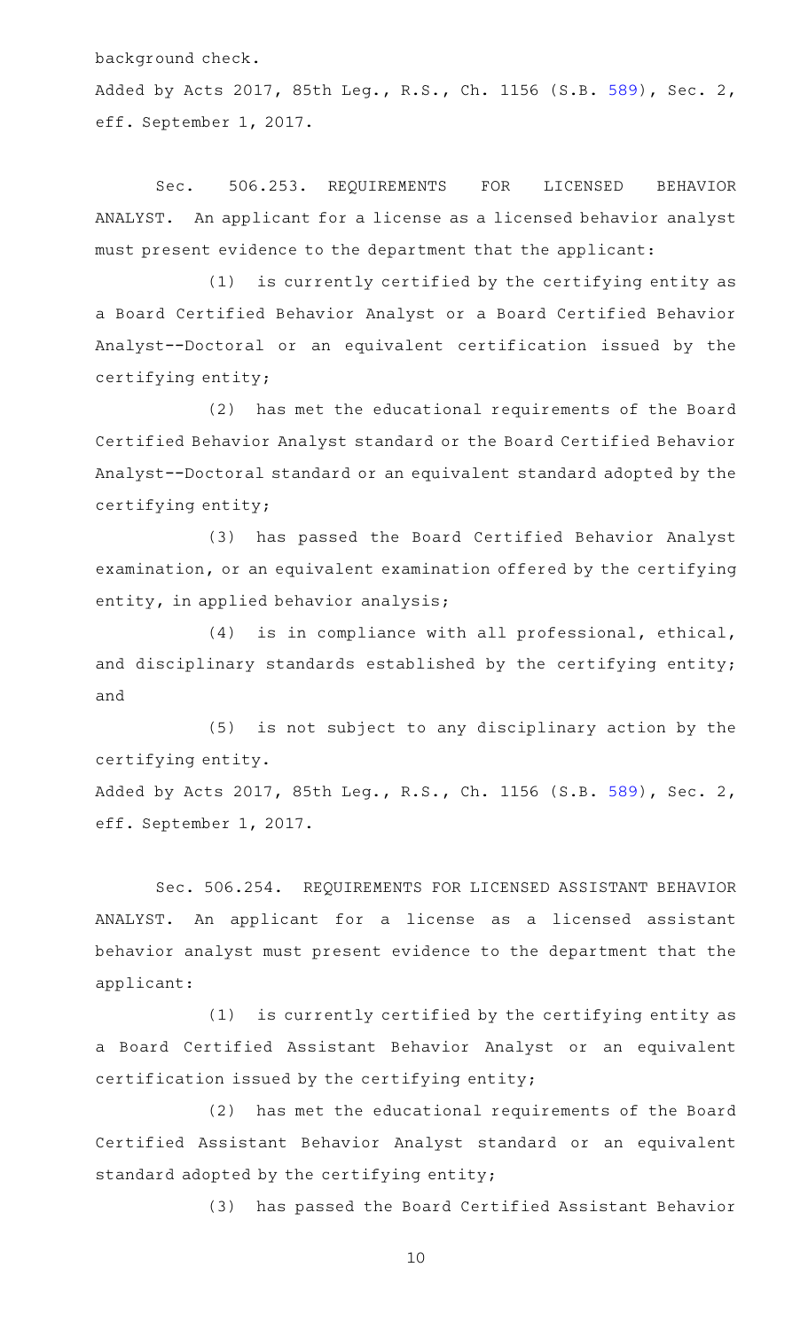background check.

Added by Acts 2017, 85th Leg., R.S., Ch. 1156 (S.B. 589), Sec. 2, eff. September 1, 2017.

Sec. 506.253. REQUIREMENTS FOR LICENSED BEHAVIOR ANALYST. An applicant for a license as a licensed behavior analyst must present evidence to the department that the applicant:

(1) is currently certified by the certifying entity as a Board Certified Behavior Analyst or a Board Certified Behavior Analyst--Doctoral or an equivalent certification issued by the certifying entity;

(2) has met the educational requirements of the Board Certified Behavior Analyst standard or the Board Certified Behavior Analyst--Doctoral standard or an equivalent standard adopted by the certifying entity;

(3) has passed the Board Certified Behavior Analyst examination, or an equivalent examination offered by the certifying entity, in applied behavior analysis;

(4) is in compliance with all professional, ethical, and disciplinary standards established by the certifying entity; and

(5) is not subject to any disciplinary action by the certifying entity.

Added by Acts 2017, 85th Leg., R.S., Ch. 1156 (S.B. 589), Sec. 2, eff. September 1, 2017.

Sec. 506.254. REQUIREMENTS FOR LICENSED ASSISTANT BEHAVIOR ANALYST. An applicant for a license as a licensed assistant behavior analyst must present evidence to the department that the applicant:

(1) is currently certified by the certifying entity as a Board Certified Assistant Behavior Analyst or an equivalent certification issued by the certifying entity;

(2) has met the educational requirements of the Board Certified Assistant Behavior Analyst standard or an equivalent standard adopted by the certifying entity;

(3) has passed the Board Certified Assistant Behavior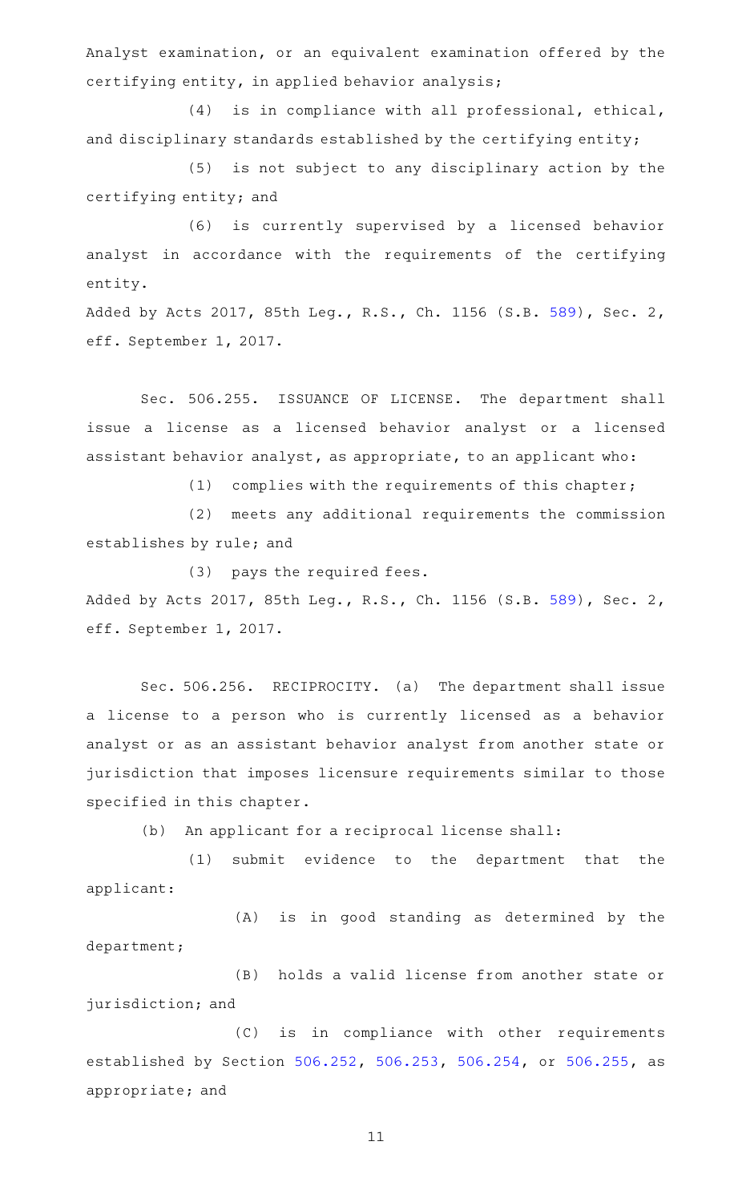Analyst examination, or an equivalent examination offered by the certifying entity, in applied behavior analysis;

(4) is in compliance with all professional, ethical, and disciplinary standards established by the certifying entity;

(5) is not subject to any disciplinary action by the certifying entity; and

(6) is currently supervised by a licensed behavior analyst in accordance with the requirements of the certifying entity.

Added by Acts 2017, 85th Leg., R.S., Ch. 1156 (S.B. 589), Sec. 2, eff. September 1, 2017.

Sec. 506.255. ISSUANCE OF LICENSE. The department shall issue a license as a licensed behavior analyst or a licensed assistant behavior analyst, as appropriate, to an applicant who:

(1) complies with the requirements of this chapter;

(2) meets any additional requirements the commission establishes by rule; and

(3) pays the required fees.

Added by Acts 2017, 85th Leg., R.S., Ch. 1156 (S.B. 589), Sec. 2, eff. September 1, 2017.

Sec. 506.256. RECIPROCITY. (a) The department shall issue a license to a person who is currently licensed as a behavior analyst or as an assistant behavior analyst from another state or jurisdiction that imposes licensure requirements similar to those specified in this chapter.

(b) An applicant for a reciprocal license shall:

(1) submit evidence to the department that the applicant:

(A) is in good standing as determined by the department;

(B) holds a valid license from another state or jurisdiction; and

(C) is in compliance with other requirements established by Section 506.252, 506.253, 506.254, or 506.255, as appropriate; and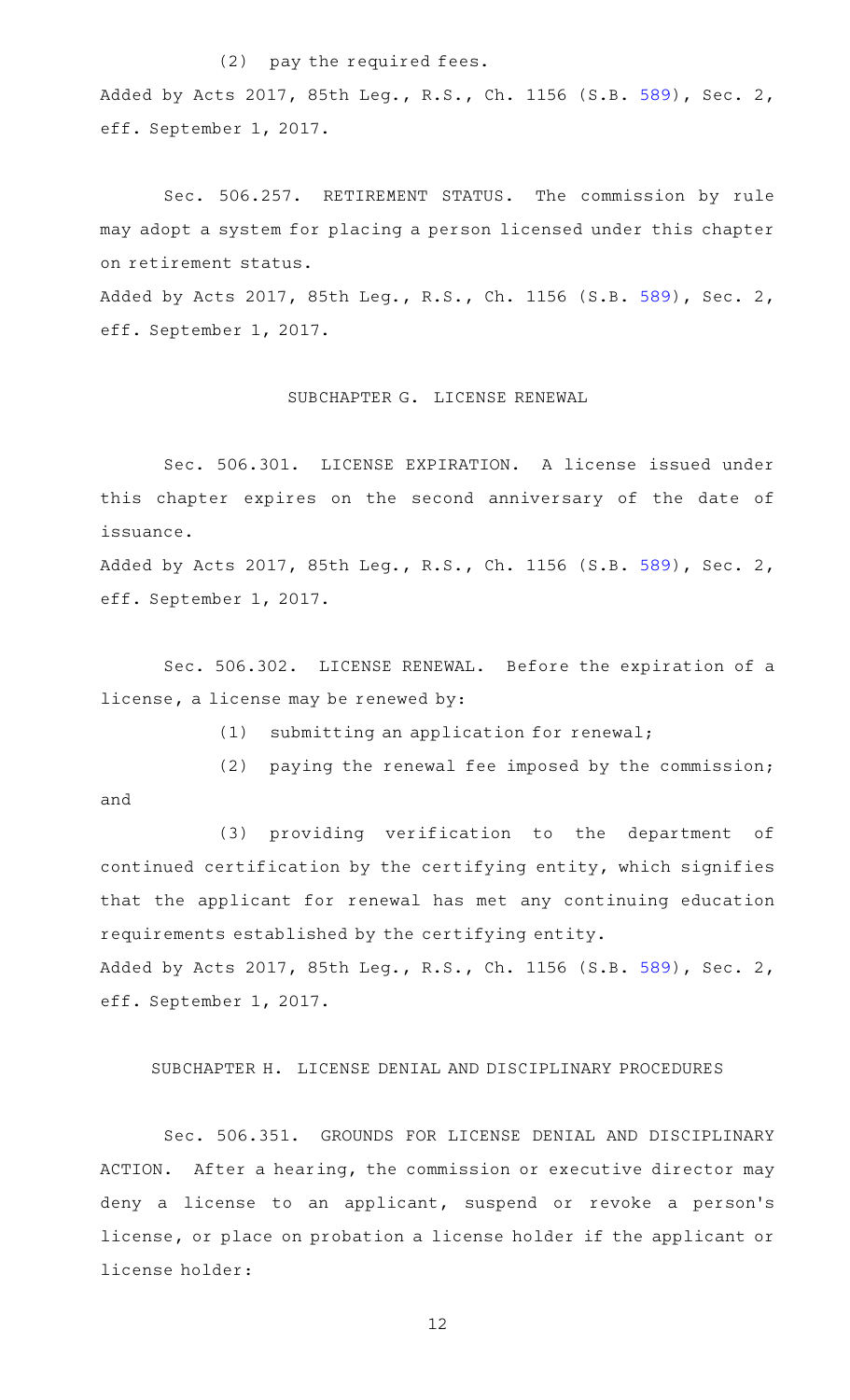(2) pay the required fees.

Added by Acts 2017, 85th Leg., R.S., Ch. 1156 (S.B. 589), Sec. 2, eff. September 1, 2017.

Sec. 506.257. RETIREMENT STATUS. The commission by rule may adopt a system for placing a person licensed under this chapter on retirement status.

Added by Acts 2017, 85th Leg., R.S., Ch. 1156 (S.B. 589), Sec. 2, eff. September 1, 2017.

## SUBCHAPTER G. LICENSE RENEWAL

Sec. 506.301. LICENSE EXPIRATION. A license issued under this chapter expires on the second anniversary of the date of issuance.

Added by Acts 2017, 85th Leg., R.S., Ch. 1156 (S.B. 589), Sec. 2, eff. September 1, 2017.

Sec. 506.302. LICENSE RENEWAL. Before the expiration of a license, a license may be renewed by:

(1) submitting an application for renewal;

(2) paying the renewal fee imposed by the commission; and

(3) providing verification to the department of continued certification by the certifying entity, which signifies that the applicant for renewal has met any continuing education requirements established by the certifying entity.

Added by Acts 2017, 85th Leg., R.S., Ch. 1156 (S.B. 589), Sec. 2, eff. September 1, 2017.

## SUBCHAPTER H. LICENSE DENIAL AND DISCIPLINARY PROCEDURES

Sec. 506.351. GROUNDS FOR LICENSE DENIAL AND DISCIPLINARY ACTION. After a hearing, the commission or executive director may deny a license to an applicant, suspend or revoke a person's license, or place on probation a license holder if the applicant or license holder: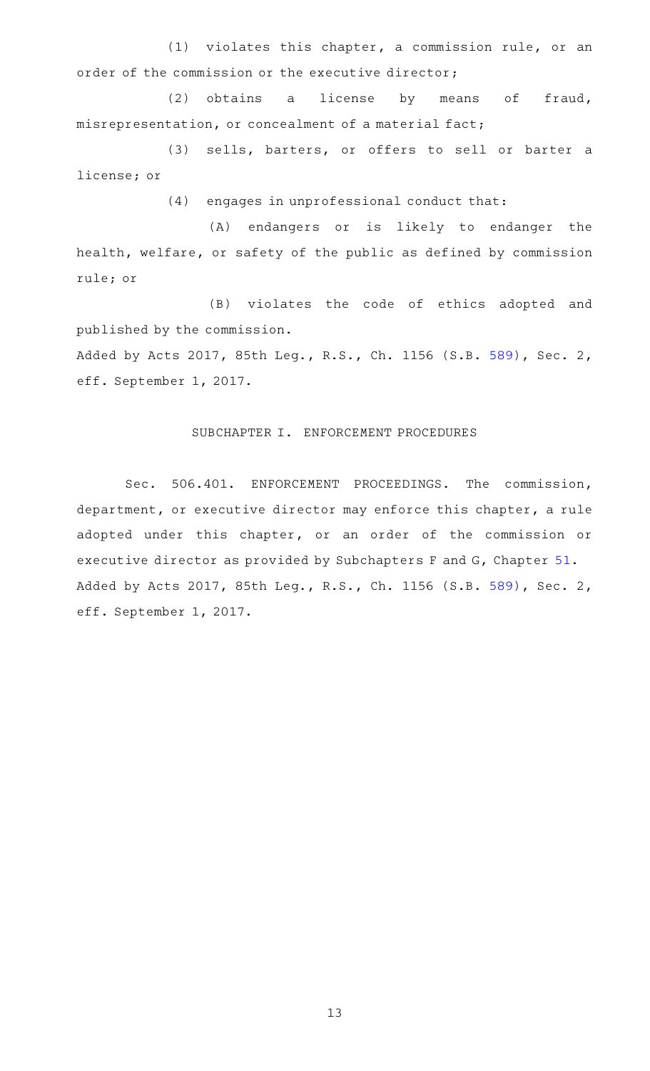(1) violates this chapter, a commission rule, or an order of the commission or the executive director;

(2) obtains a license by means of fraud, misrepresentation, or concealment of a material fact;

(3) sells, barters, or offers to sell or barter a license; or

(4) engages in unprofessional conduct that:

(A) endangers or is likely to endanger the health, welfare, or safety of the public as defined by commission rule; or

(B) violates the code of ethics adopted and published by the commission.

Added by Acts 2017, 85th Leg., R.S., Ch. 1156 (S.B. 589), Sec. 2, eff. September 1, 2017.

## SUBCHAPTER I. ENFORCEMENT PROCEDURES

Sec. 506.401. ENFORCEMENT PROCEEDINGS. The commission, department, or executive director may enforce this chapter, a rule adopted under this chapter, or an order of the commission or executive director as provided by Subchapters F and G, Chapter 51.

Added by Acts 2017, 85th Leg., R.S., Ch. 1156 (S.B. 589), Sec. 2, eff. September 1, 2017.